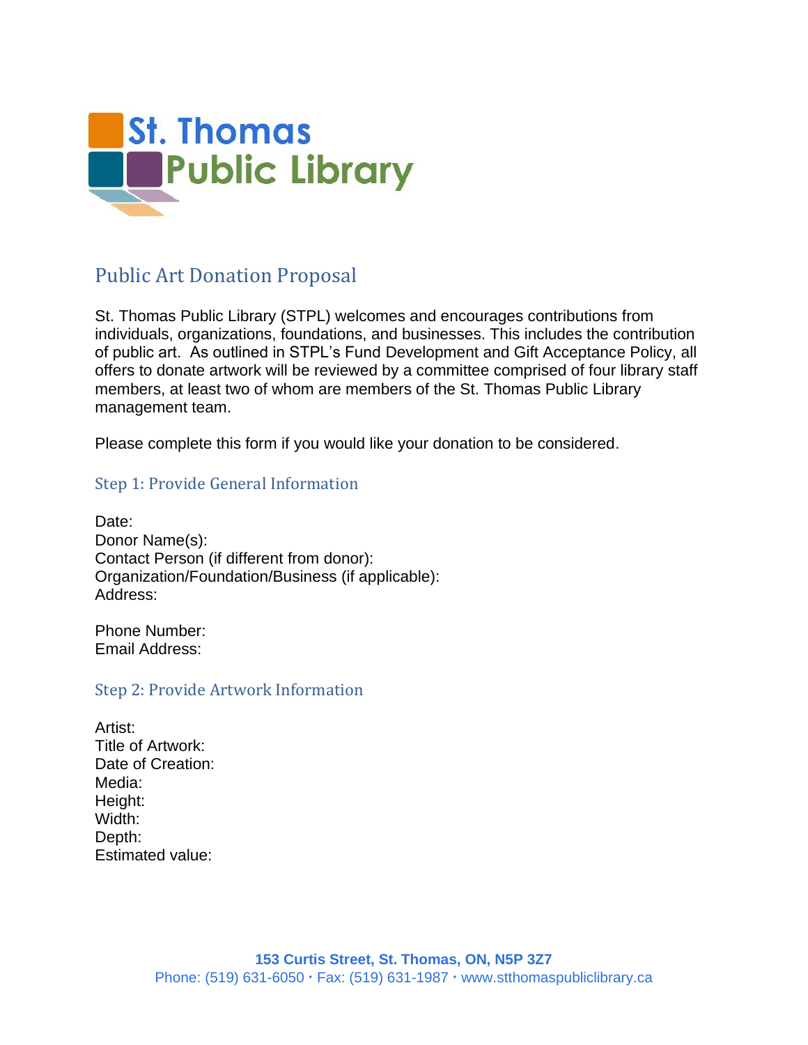St. Thomas Public Library

## Public Art Donation Proposal

St. Thomas Public Library (STPL) welcomes and encourages contributions from individuals, organizations, foundations, and businesses. This includes the contribution of public art. As outlined in STPL's Fund Development and Gift Acceptance Policy, all offers to donate artwork will be reviewed by a committee comprised of four library staff members, at least two of whom are members of the St. Thomas Public Library management team.

Please complete this form if you would like your donation to be considered.

### Step 1: Provide General Information

Date:
Donor Name(s):
Contact Person (if different from donor):
Organization/Foundation/Business (if applicable):
Address:

Phone Number:
Email Address:

### Step 2: Provide Artwork Information

Artist:
Title of Artwork:
Date of Creation:
Media:
Height:
Width:
Depth:
Estimated value: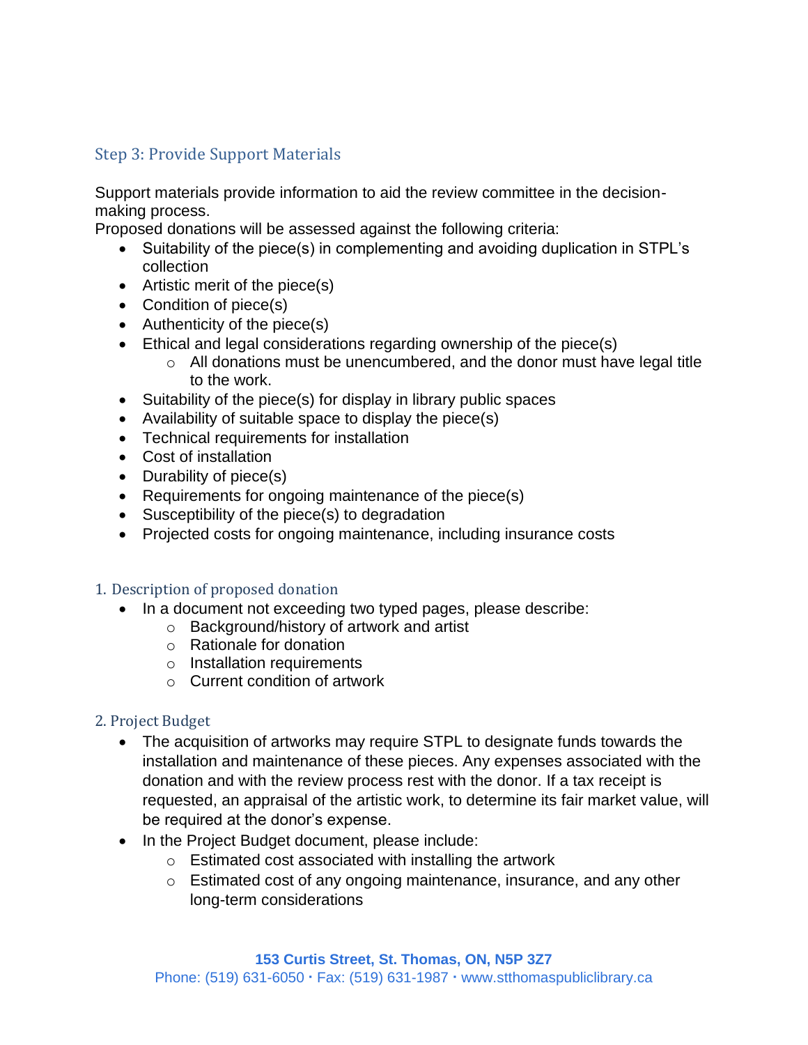## Step 3: Provide Support Materials

Support materials provide information to aid the review committee in the decision-making process.

Proposed donations will be assessed against the following criteria:

- Suitability of the piece(s) in complementing and avoiding duplication in STPL's collection
- Artistic merit of the piece(s)
- Condition of piece(s)
- Authenticity of the piece(s)
- Ethical and legal considerations regarding ownership of the piece(s)
  - All donations must be unencumbered, and the donor must have legal title to the work.
- Suitability of the piece(s) for display in library public spaces
- Availability of suitable space to display the piece(s)
- Technical requirements for installation
- Cost of installation
- Durability of piece(s)
- Requirements for ongoing maintenance of the piece(s)
- Susceptibility of the piece(s) to degradation
- Projected costs for ongoing maintenance, including insurance costs

### 1. Description of proposed donation

- In a document not exceeding two typed pages, please describe:
  - Background/history of artwork and artist
  - Rationale for donation
  - Installation requirements
  - Current condition of artwork

### 2. Project Budget

- The acquisition of artworks may require STPL to designate funds towards the installation and maintenance of these pieces. Any expenses associated with the donation and with the review process rest with the donor. If a tax receipt is requested, an appraisal of the artistic work, to determine its fair market value, will be required at the donor's expense.
- In the Project Budget document, please include:
  - Estimated cost associated with installing the artwork
  - Estimated cost of any ongoing maintenance, insurance, and any other long-term considerations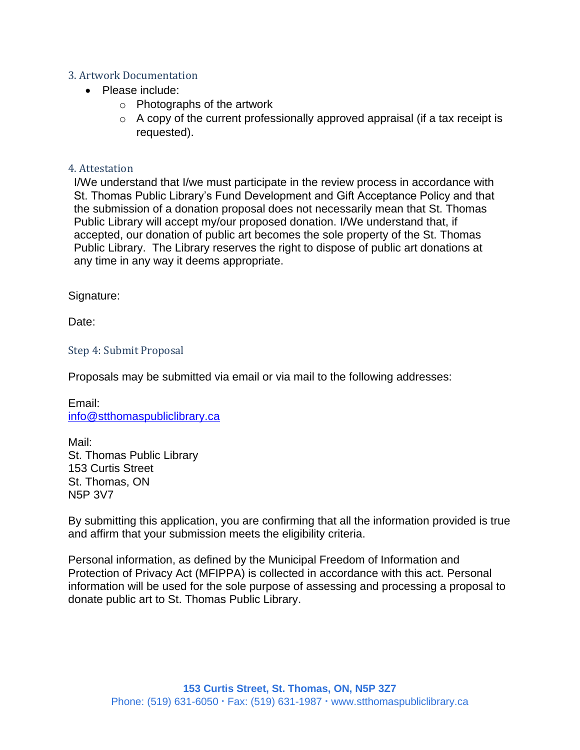### 3. Artwork Documentation

- Please include:
  - Photographs of the artwork
  - A copy of the current professionally approved appraisal (if a tax receipt is requested).

### 4. Attestation

I/We understand that I/we must participate in the review process in accordance with St. Thomas Public Library's Fund Development and Gift Acceptance Policy and that the submission of a donation proposal does not necessarily mean that St. Thomas Public Library will accept my/our proposed donation. I/We understand that, if accepted, our donation of public art becomes the sole property of the St. Thomas Public Library. The Library reserves the right to dispose of public art donations at any time in any way it deems appropriate.

Signature:

Date:

## Step 4: Submit Proposal

Proposals may be submitted via email or via mail to the following addresses:

Email:
info@stthomaspubliclibrary.ca

Mail:
St. Thomas Public Library
153 Curtis Street
St. Thomas, ON
N5P 3V7

By submitting this application, you are confirming that all the information provided is true and affirm that your submission meets the eligibility criteria.

Personal information, as defined by the Municipal Freedom of Information and Protection of Privacy Act (MFIPPA) is collected in accordance with this act. Personal information will be used for the sole purpose of assessing and processing a proposal to donate public art to St. Thomas Public Library.